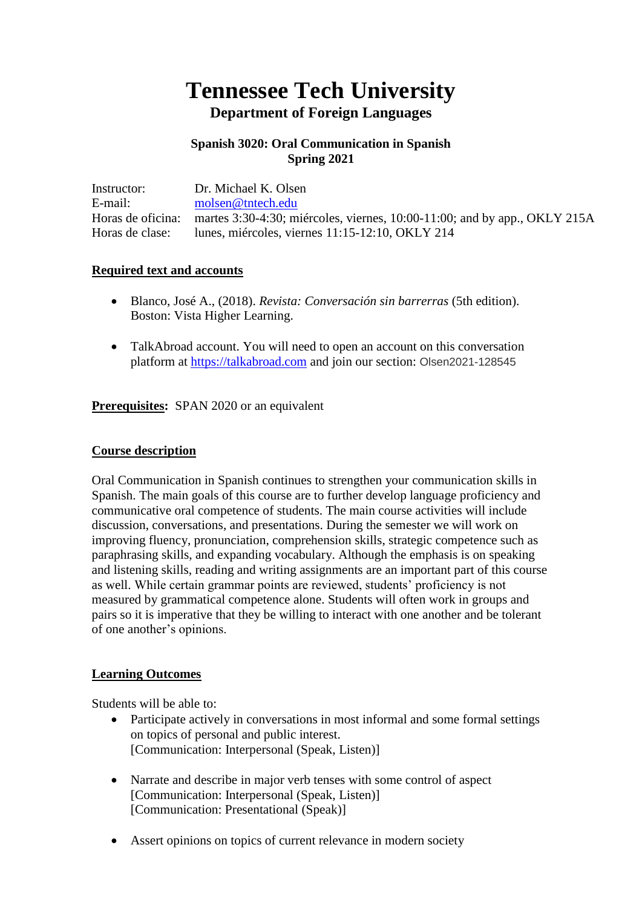# Tennessee Tech University

## Department of Foreign Languages

### Spanish 3020: Oral Communication in Spanish
### Spring 2021

Instructor: Dr. Michael K. Olsen
E-mail: molsen@tntech.edu
Horas de oficina: martes 3:30-4:30; miércoles, viernes, 10:00-11:00; and by app., OKLY 215A
Horas de clase: lunes, miércoles, viernes 11:15-12:10, OKLY 214

**Required text and accounts**

- Blanco, José A., (2018). *Revista: Conversación sin barrerras* (5th edition). Boston: Vista Higher Learning.

- TalkAbroad account. You will need to open an account on this conversation platform at https://talkabroad.com and join our section: Olsen2021-128545

**Prerequisites:** SPAN 2020 or an equivalent

**Course description**

Oral Communication in Spanish continues to strengthen your communication skills in Spanish. The main goals of this course are to further develop language proficiency and communicative oral competence of students. The main course activities will include discussion, conversations, and presentations. During the semester we will work on improving fluency, pronunciation, comprehension skills, strategic competence such as paraphrasing skills, and expanding vocabulary. Although the emphasis is on speaking and listening skills, reading and writing assignments are an important part of this course as well. While certain grammar points are reviewed, students' proficiency is not measured by grammatical competence alone. Students will often work in groups and pairs so it is imperative that they be willing to interact with one another and be tolerant of one another's opinions.

**Learning Outcomes**

Students will be able to:

- Participate actively in conversations in most informal and some formal settings on topics of personal and public interest.
  [Communication: Interpersonal (Speak, Listen)]

- Narrate and describe in major verb tenses with some control of aspect
  [Communication: Interpersonal (Speak, Listen)]
  [Communication: Presentational (Speak)]

- Assert opinions on topics of current relevance in modern society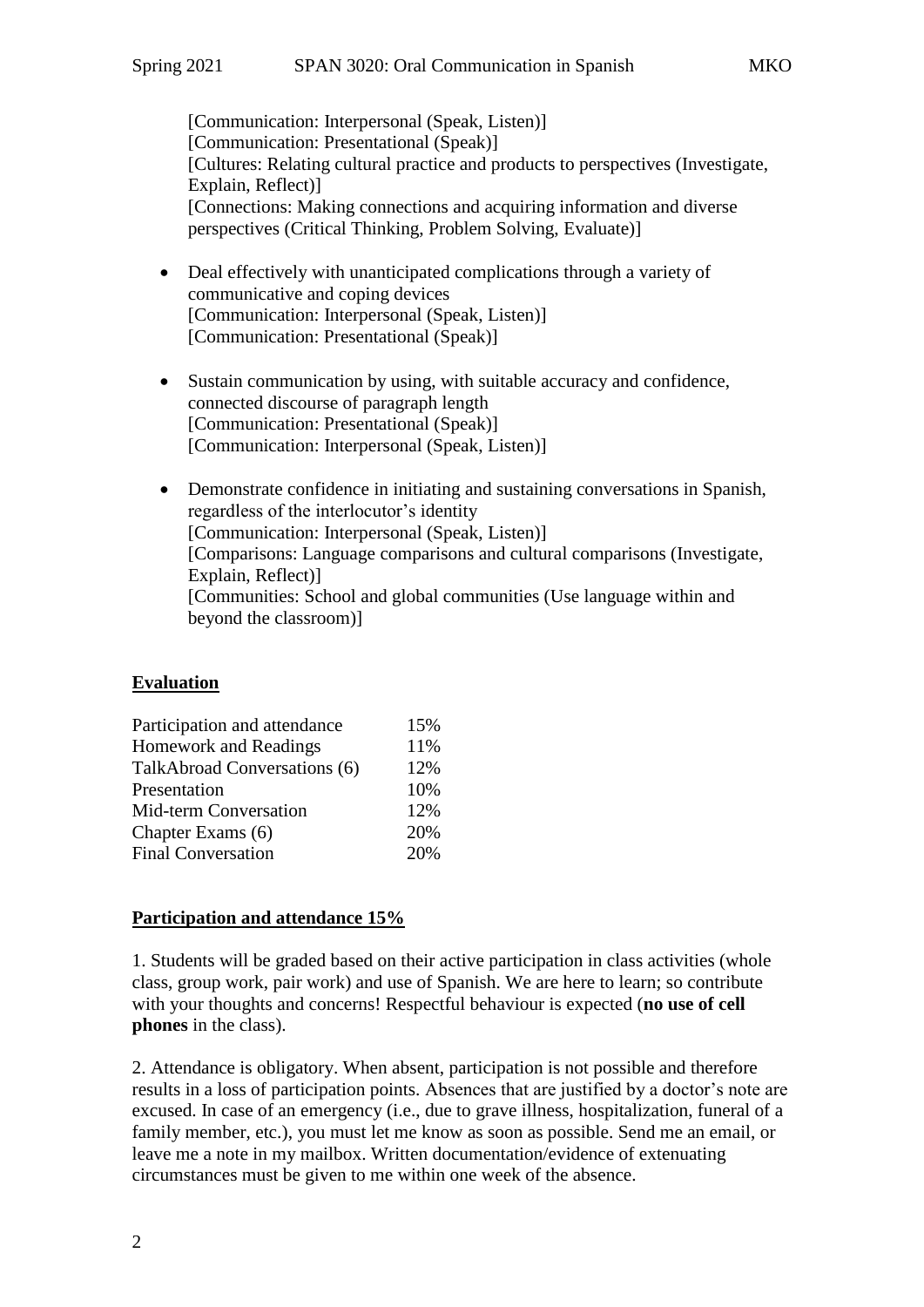[Communication: Interpersonal (Speak, Listen)]
[Communication: Presentational (Speak)]
[Cultures: Relating cultural practice and products to perspectives (Investigate, Explain, Reflect)]
[Connections: Making connections and acquiring information and diverse perspectives (Critical Thinking, Problem Solving, Evaluate)]

- Deal effectively with unanticipated complications through a variety of communicative and coping devices
  [Communication: Interpersonal (Speak, Listen)]
  [Communication: Presentational (Speak)]

- Sustain communication by using, with suitable accuracy and confidence, connected discourse of paragraph length
  [Communication: Presentational (Speak)]
  [Communication: Interpersonal (Speak, Listen)]

- Demonstrate confidence in initiating and sustaining conversations in Spanish, regardless of the interlocutor's identity
  [Communication: Interpersonal (Speak, Listen)]
  [Comparisons: Language comparisons and cultural comparisons (Investigate, Explain, Reflect)]
  [Communities: School and global communities (Use language within and beyond the classroom)]

## Evaluation

| | |
|---|---|
| Participation and attendance | 15% |
| Homework and Readings | 11% |
| TalkAbroad Conversations (6) | 12% |
| Presentation | 10% |
| Mid-term Conversation | 12% |
| Chapter Exams (6) | 20% |
| Final Conversation | 20% |

## Participation and attendance 15%

1. Students will be graded based on their active participation in class activities (whole class, group work, pair work) and use of Spanish. We are here to learn; so contribute with your thoughts and concerns! Respectful behaviour is expected (**no use of cell phones** in the class).

2. Attendance is obligatory. When absent, participation is not possible and therefore results in a loss of participation points. Absences that are justified by a doctor's note are excused. In case of an emergency (i.e., due to grave illness, hospitalization, funeral of a family member, etc.), you must let me know as soon as possible. Send me an email, or leave me a note in my mailbox. Written documentation/evidence of extenuating circumstances must be given to me within one week of the absence.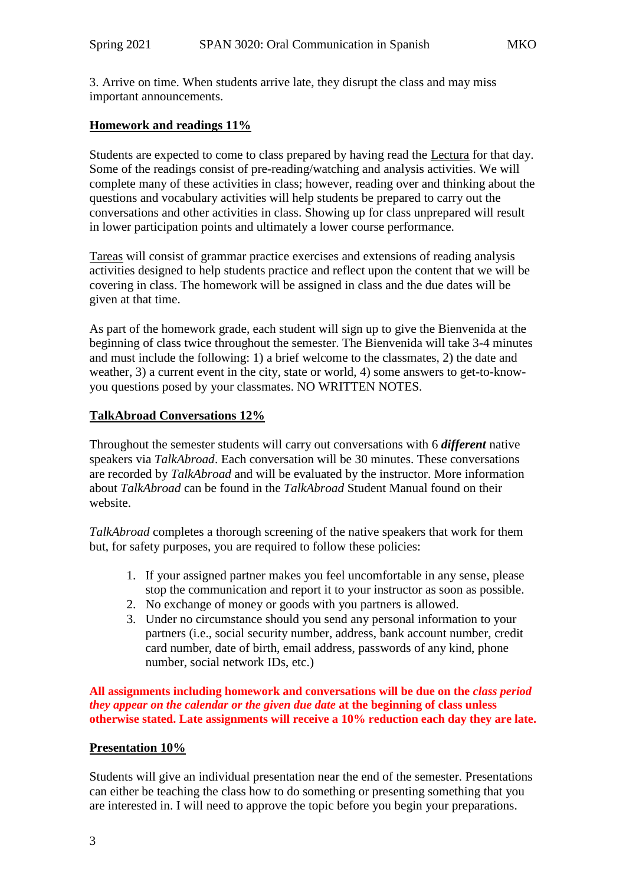3. Arrive on time. When students arrive late, they disrupt the class and may miss important announcements.

**Homework and readings 11%**

Students are expected to come to class prepared by having read the Lectura for that day. Some of the readings consist of pre-reading/watching and analysis activities. We will complete many of these activities in class; however, reading over and thinking about the questions and vocabulary activities will help students be prepared to carry out the conversations and other activities in class. Showing up for class unprepared will result in lower participation points and ultimately a lower course performance.

Tareas will consist of grammar practice exercises and extensions of reading analysis activities designed to help students practice and reflect upon the content that we will be covering in class. The homework will be assigned in class and the due dates will be given at that time.

As part of the homework grade, each student will sign up to give the Bienvenida at the beginning of class twice throughout the semester. The Bienvenida will take 3-4 minutes and must include the following: 1) a brief welcome to the classmates, 2) the date and weather, 3) a current event in the city, state or world, 4) some answers to get-to-know-you questions posed by your classmates. NO WRITTEN NOTES.

**TalkAbroad Conversations 12%**

Throughout the semester students will carry out conversations with 6 ***different*** native speakers via *TalkAbroad*. Each conversation will be 30 minutes. These conversations are recorded by *TalkAbroad* and will be evaluated by the instructor. More information about *TalkAbroad* can be found in the *TalkAbroad* Student Manual found on their website.

*TalkAbroad* completes a thorough screening of the native speakers that work for them but, for safety purposes, you are required to follow these policies:

1. If your assigned partner makes you feel uncomfortable in any sense, please stop the communication and report it to your instructor as soon as possible.
2. No exchange of money or goods with you partners is allowed.
3. Under no circumstance should you send any personal information to your partners (i.e., social security number, address, bank account number, credit card number, date of birth, email address, passwords of any kind, phone number, social network IDs, etc.)

**All assignments including homework and conversations will be due on the *class period they appear on the calendar or the given due date* at the beginning of class unless otherwise stated. Late assignments will receive a 10% reduction each day they are late.**

**Presentation 10%**

Students will give an individual presentation near the end of the semester. Presentations can either be teaching the class how to do something or presenting something that you are interested in. I will need to approve the topic before you begin your preparations.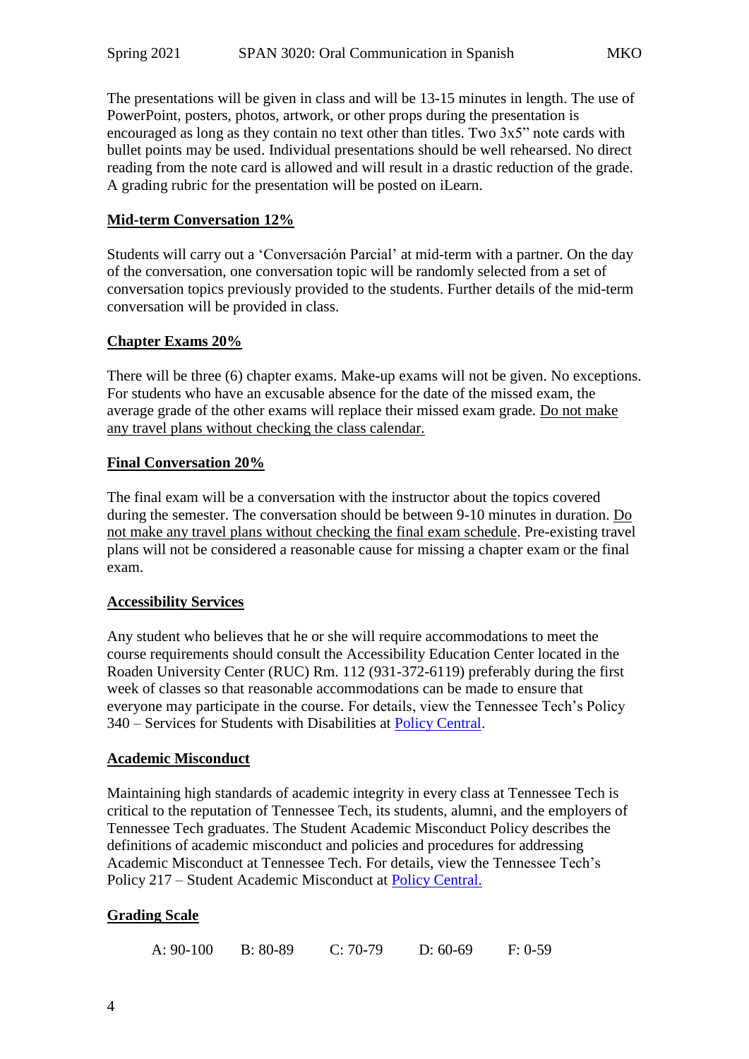The presentations will be given in class and will be 13-15 minutes in length. The use of PowerPoint, posters, photos, artwork, or other props during the presentation is encouraged as long as they contain no text other than titles. Two 3x5" note cards with bullet points may be used. Individual presentations should be well rehearsed. No direct reading from the note card is allowed and will result in a drastic reduction of the grade. A grading rubric for the presentation will be posted on iLearn.

**Mid-term Conversation 12%**

Students will carry out a 'Conversación Parcial' at mid-term with a partner. On the day of the conversation, one conversation topic will be randomly selected from a set of conversation topics previously provided to the students. Further details of the mid-term conversation will be provided in class.

**Chapter Exams 20%**

There will be three (6) chapter exams. Make-up exams will not be given. No exceptions. For students who have an excusable absence for the date of the missed exam, the average grade of the other exams will replace their missed exam grade. Do not make any travel plans without checking the class calendar.

**Final Conversation 20%**

The final exam will be a conversation with the instructor about the topics covered during the semester. The conversation should be between 9-10 minutes in duration. Do not make any travel plans without checking the final exam schedule. Pre-existing travel plans will not be considered a reasonable cause for missing a chapter exam or the final exam.

**Accessibility Services**

Any student who believes that he or she will require accommodations to meet the course requirements should consult the Accessibility Education Center located in the Roaden University Center (RUC) Rm. 112 (931-372-6119) preferably during the first week of classes so that reasonable accommodations can be made to ensure that everyone may participate in the course. For details, view the Tennessee Tech's Policy 340 – Services for Students with Disabilities at Policy Central.

**Academic Misconduct**

Maintaining high standards of academic integrity in every class at Tennessee Tech is critical to the reputation of Tennessee Tech, its students, alumni, and the employers of Tennessee Tech graduates. The Student Academic Misconduct Policy describes the definitions of academic misconduct and policies and procedures for addressing Academic Misconduct at Tennessee Tech. For details, view the Tennessee Tech's Policy 217 – Student Academic Misconduct at Policy Central.

**Grading Scale**

A: 90-100 B: 80-89 C: 70-79 D: 60-69 F: 0-59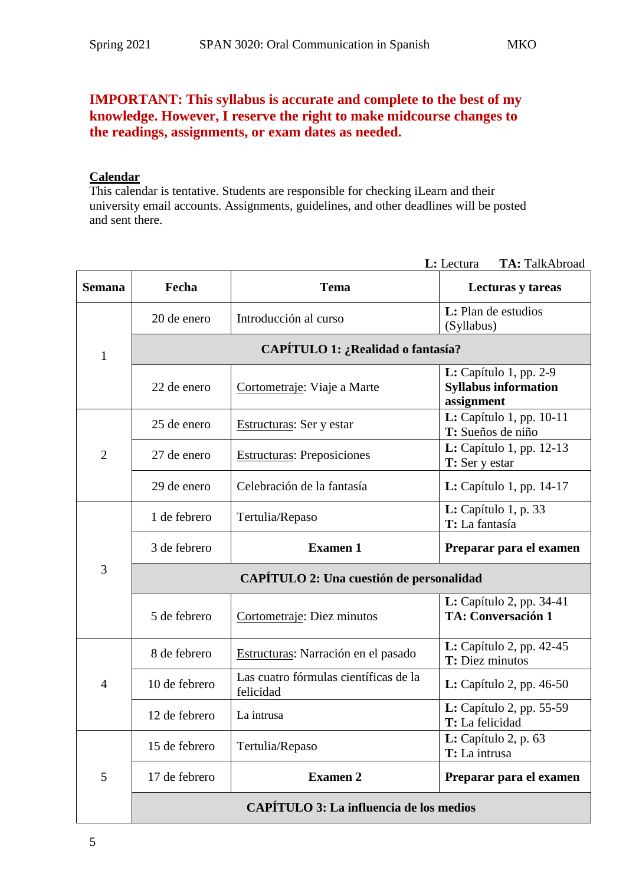**IMPORTANT: This syllabus is accurate and complete to the best of my knowledge. However, I reserve the right to make midcourse changes to the readings, assignments, or exam dates as needed.**

## Calendar

This calendar is tentative. Students are responsible for checking iLearn and their university email accounts. Assignments, guidelines, and other deadlines will be posted and sent there.

**L:** Lectura **TA:** TalkAbroad

| Semana | Fecha | Tema | Lecturas y tareas |
|---|---|---|---|
| 1 | 20 de enero | Introducción al curso | **L:** Plan de estudios (Syllabus) |
| | **CAPÍTULO 1: ¿Realidad o fantasía?** | | |
| | 22 de enero | Cortometraje: Viaje a Marte | **L:** Capítulo 1, pp. 2-9 **Syllabus information assignment** |
| 2 | 25 de enero | Estructuras: Ser y estar | **L:** Capítulo 1, pp. 10-11 **T:** Sueños de niño |
| | 27 de enero | Estructuras: Preposiciones | **L:** Capítulo 1, pp. 12-13 **T:** Ser y estar |
| | 29 de enero | Celebración de la fantasía | **L:** Capítulo 1, pp. 14-17 |
| 3 | 1 de febrero | Tertulia/Repaso | **L:** Capítulo 1, p. 33 **T:** La fantasía |
| | 3 de febrero | **Examen 1** | **Preparar para el examen** |
| | **CAPÍTULO 2: Una cuestión de personalidad** | | |
| | 5 de febrero | Cortometraje: Diez minutos | **L:** Capítulo 2, pp. 34-41 **TA: Conversación 1** |
| 4 | 8 de febrero | Estructuras: Narración en el pasado | **L:** Capítulo 2, pp. 42-45 **T:** Diez minutos |
| | 10 de febrero | Las cuatro fórmulas científicas de la felicidad | **L:** Capítulo 2, pp. 46-50 |
| | 12 de febrero | La intrusa | **L:** Capítulo 2, pp. 55-59 **T:** La felicidad |
| 5 | 15 de febrero | Tertulia/Repaso | **L:** Capítulo 2, p. 63 **T:** La intrusa |
| | 17 de febrero | **Examen 2** | **Preparar para el examen** |
| | **CAPÍTULO 3: La influencia de los medios** | | |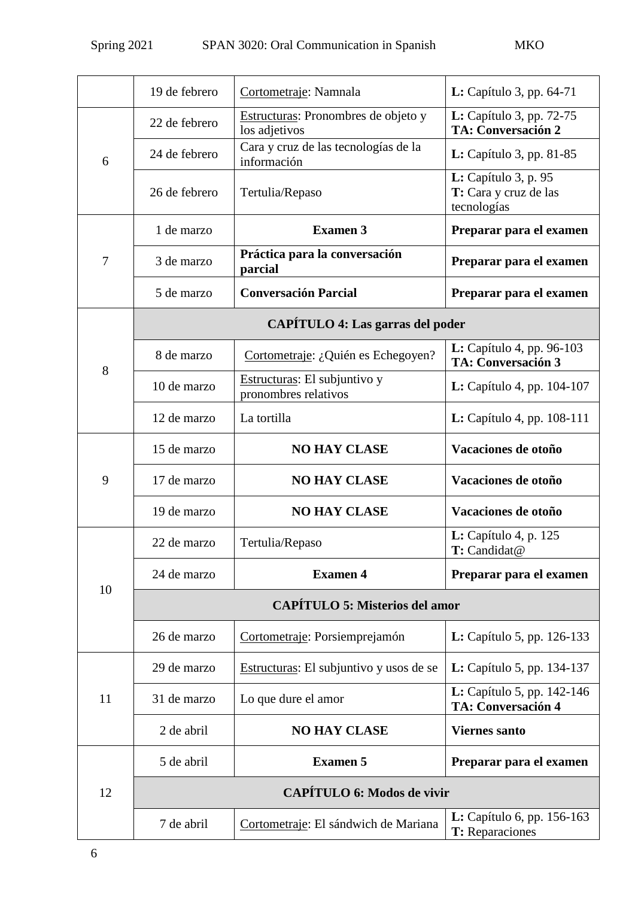| | | | |
|---|---|---|---|
| | 19 de febrero | Cortometraje: Namnala | **L:** Capítulo 3, pp. 64-71 |
| 6 | 22 de febrero | Estructuras: Pronombres de objeto y los adjetivos | **L:** Capítulo 3, pp. 72-75 **TA: Conversación 2** |
| | 24 de febrero | Cara y cruz de las tecnologías de la información | **L:** Capítulo 3, pp. 81-85 |
| | 26 de febrero | Tertulia/Repaso | **L:** Capítulo 3, p. 95 **T:** Cara y cruz de las tecnologías |
| 7 | 1 de marzo | **Examen 3** | **Preparar para el examen** |
| | 3 de marzo | **Práctica para la conversación parcial** | **Preparar para el examen** |
| | 5 de marzo | **Conversación Parcial** | **Preparar para el examen** |
| 8 | **CAPÍTULO 4: Las garras del poder** | | |
| | 8 de marzo | Cortometraje: ¿Quién es Echegoyen? | **L:** Capítulo 4, pp. 96-103 **TA: Conversación 3** |
| | 10 de marzo | Estructuras: El subjuntivo y pronombres relativos | **L:** Capítulo 4, pp. 104-107 |
| | 12 de marzo | La tortilla | **L:** Capítulo 4, pp. 108-111 |
| 9 | 15 de marzo | **NO HAY CLASE** | **Vacaciones de otoño** |
| | 17 de marzo | **NO HAY CLASE** | **Vacaciones de otoño** |
| | 19 de marzo | **NO HAY CLASE** | **Vacaciones de otoño** |
| 10 | 22 de marzo | Tertulia/Repaso | **L:** Capítulo 4, p. 125 **T:** Candidat@ |
| | 24 de marzo | **Examen 4** | **Preparar para el examen** |
| | **CAPÍTULO 5: Misterios del amor** | | |
| | 26 de marzo | Cortometraje: Porsiempreja­món | **L:** Capítulo 5, pp. 126-133 |
| 11 | 29 de marzo | Estructuras: El subjuntivo y usos de se | **L:** Capítulo 5, pp. 134-137 |
| | 31 de marzo | Lo que dure el amor | **L:** Capítulo 5, pp. 142-146 **TA: Conversación 4** |
| | 2 de abril | **NO HAY CLASE** | **Viernes santo** |
| 12 | 5 de abril | **Examen 5** | **Preparar para el examen** |
| | **CAPÍTULO 6: Modos de vivir** | | |
| | 7 de abril | Cortometraje: El sándwich de Mariana | **L:** Capítulo 6, pp. 156-163 **T:** Reparaciones |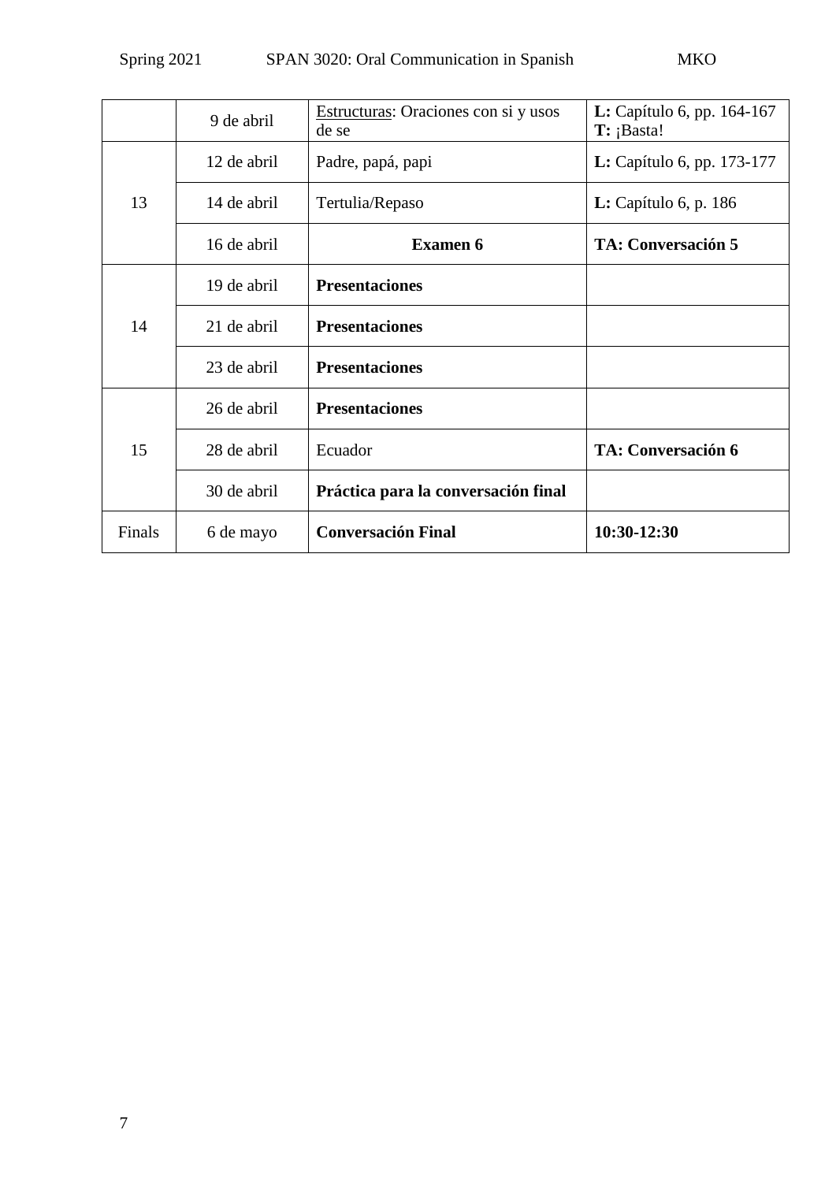| | | | |
|---|---|---|---|
| | 9 de abril | Estructuras: Oraciones con si y usos de se | **L:** Capítulo 6, pp. 164-167 **T:** ¡Basta! |
| 13 | 12 de abril | Padre, papá, papi | **L:** Capítulo 6, pp. 173-177 |
| | 14 de abril | Tertulia/Repaso | **L:** Capítulo 6, p. 186 |
| | 16 de abril | **Examen 6** | **TA: Conversación 5** |
| 14 | 19 de abril | **Presentaciones** | |
| | 21 de abril | **Presentaciones** | |
| | 23 de abril | **Presentaciones** | |
| 15 | 26 de abril | **Presentaciones** | |
| | 28 de abril | Ecuador | **TA: Conversación 6** |
| | 30 de abril | **Práctica para la conversación final** | |
| Finals | 6 de mayo | **Conversación Final** | **10:30-12:30** |